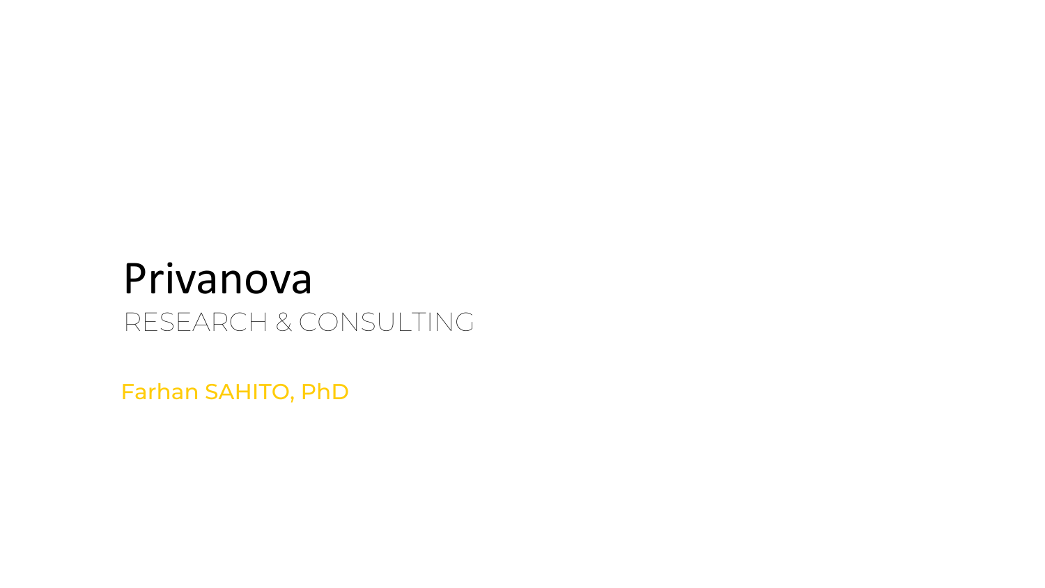# Privanova

RESEARCH & CONSULTING

Farhan SAHITO, PhD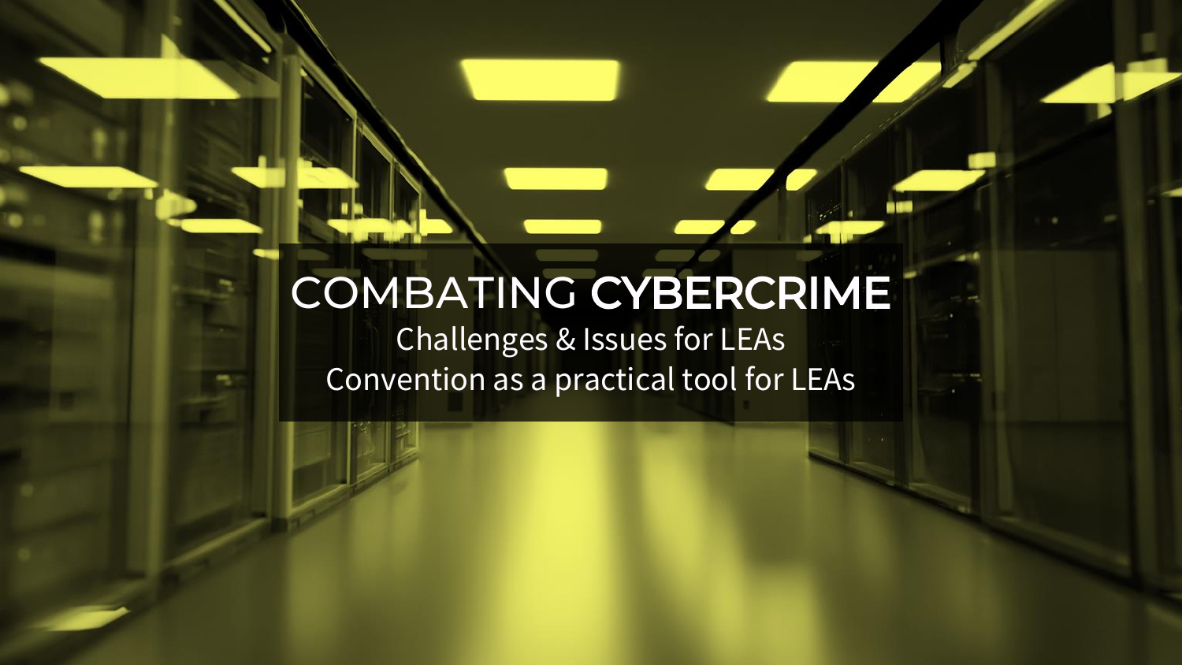# COMBATING **CYBERCRIME**

Challenges & Issues for LEAs

Convention as a practical tool for LEAs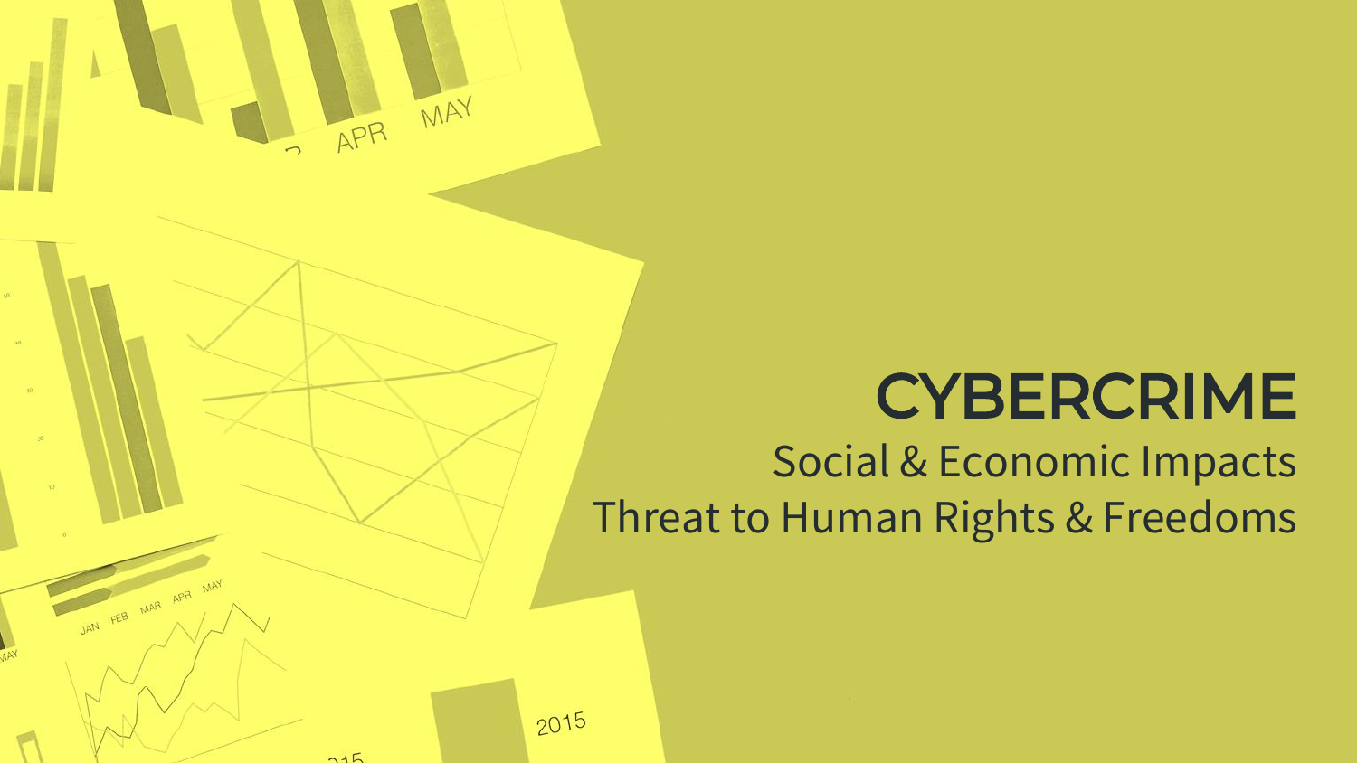# CYBERCRIME

Social & Economic Impacts

Threat to Human Rights & Freedoms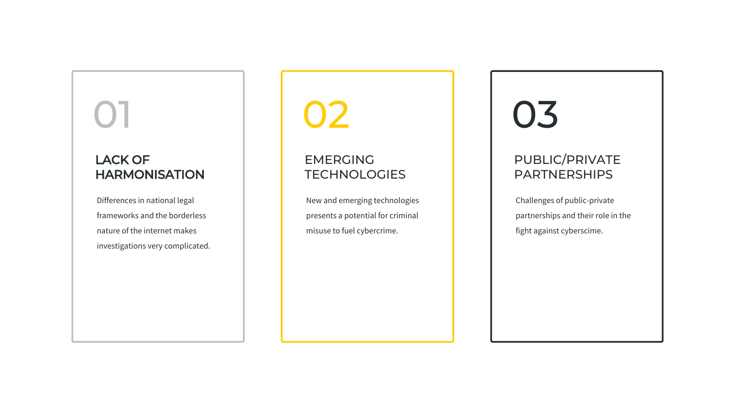## 01

### LACK OF HARMONISATION

Differences in national legal frameworks and the borderless nature of the internet makes investigations very complicated.

## 02

### EMERGING TECHNOLOGIES

New and emerging technologies presents a potential for criminal misuse to fuel cybercrime.

## 03

### PUBLIC/PRIVATE PARTNERSHIPS

Challenges of public-private partnerships and their role in the fight against cyberscime.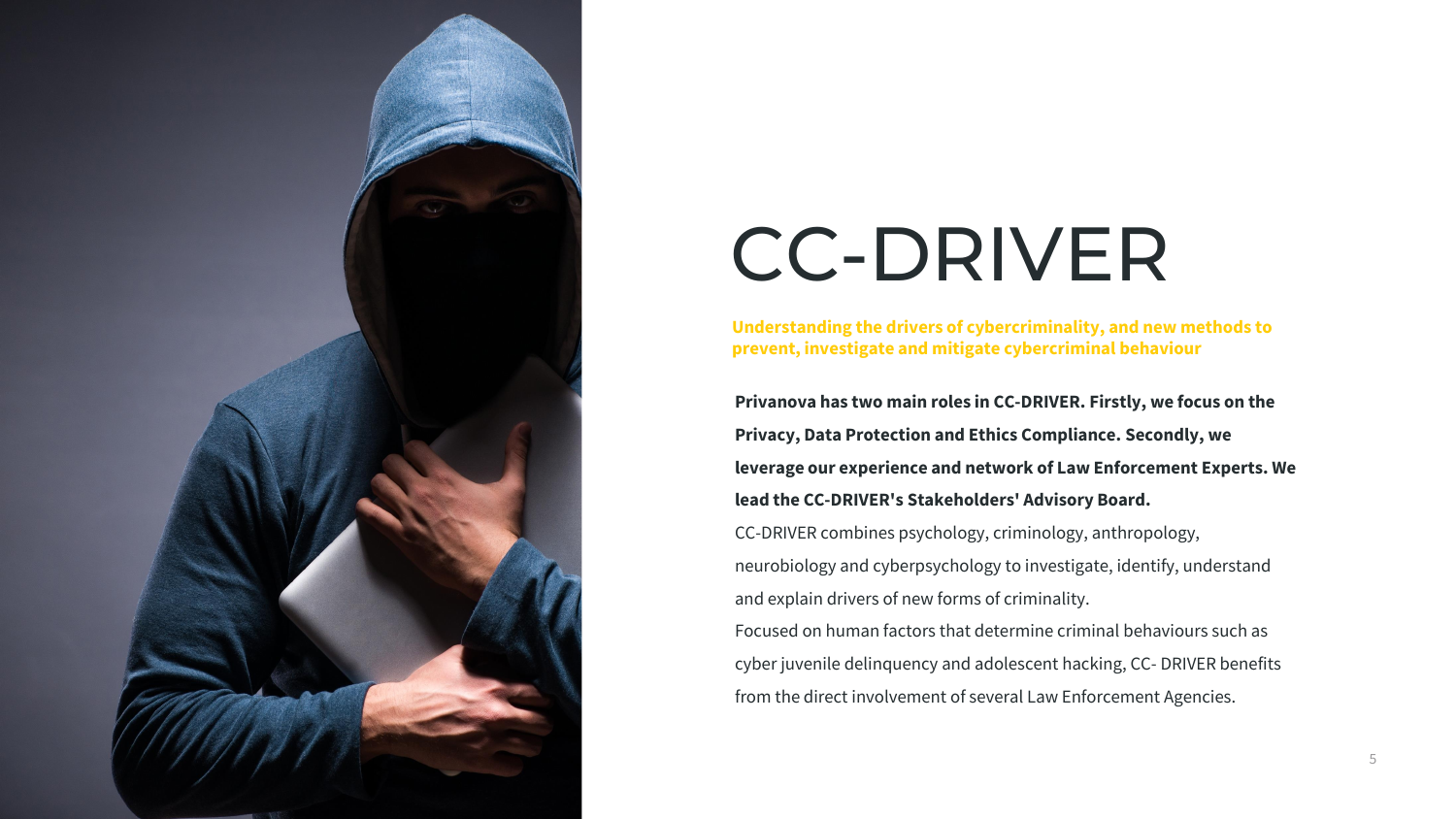# CC-DRIVER

**Understanding the drivers of cybercriminality, and new methods to prevent, investigate and mitigate cybercriminal behaviour**

**Privanova has two main roles in CC-DRIVER. Firstly, we focus on the Privacy, Data Protection and Ethics Compliance. Secondly, we leverage our experience and network of Law Enforcement Experts. We lead the CC-DRIVER's Stakeholders' Advisory Board.**

CC-DRIVER combines psychology, criminology, anthropology, neurobiology and cyberpsychology to investigate, identify, understand and explain drivers of new forms of criminality.

Focused on human factors that determine criminal behaviours such as cyber juvenile delinquency and adolescent hacking, CC- DRIVER benefits from the direct involvement of several Law Enforcement Agencies.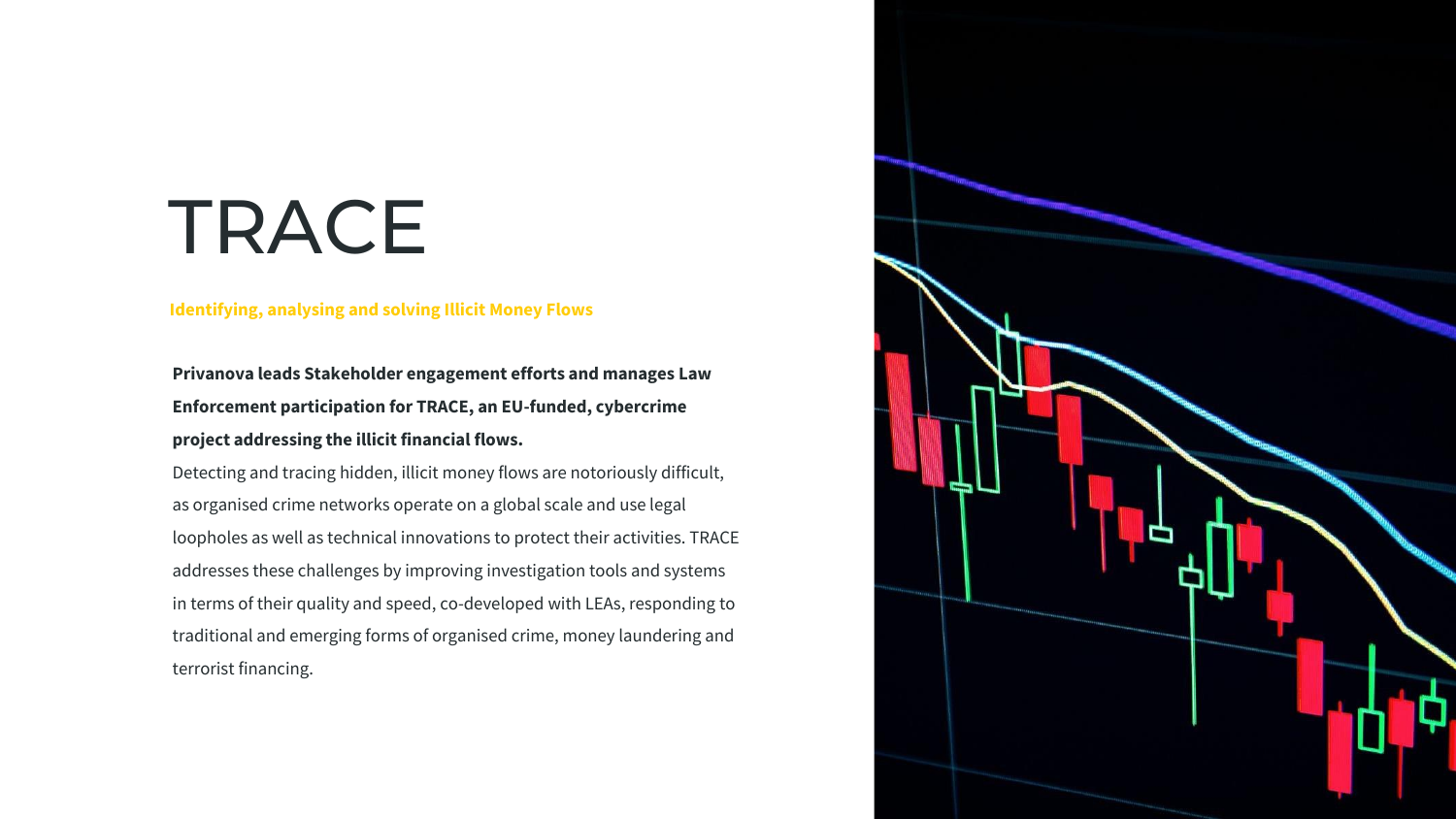# TRACE

**Identifying, analysing and solving Illicit Money Flows**

**Privanova leads Stakeholder engagement efforts and manages Law Enforcement participation for TRACE, an EU-funded, cybercrime project addressing the illicit financial flows.**

Detecting and tracing hidden, illicit money flows are notoriously difficult, as organised crime networks operate on a global scale and use legal loopholes as well as technical innovations to protect their activities. TRACE addresses these challenges by improving investigation tools and systems in terms of their quality and speed, co-developed with LEAs, responding to traditional and emerging forms of organised crime, money laundering and terrorist financing.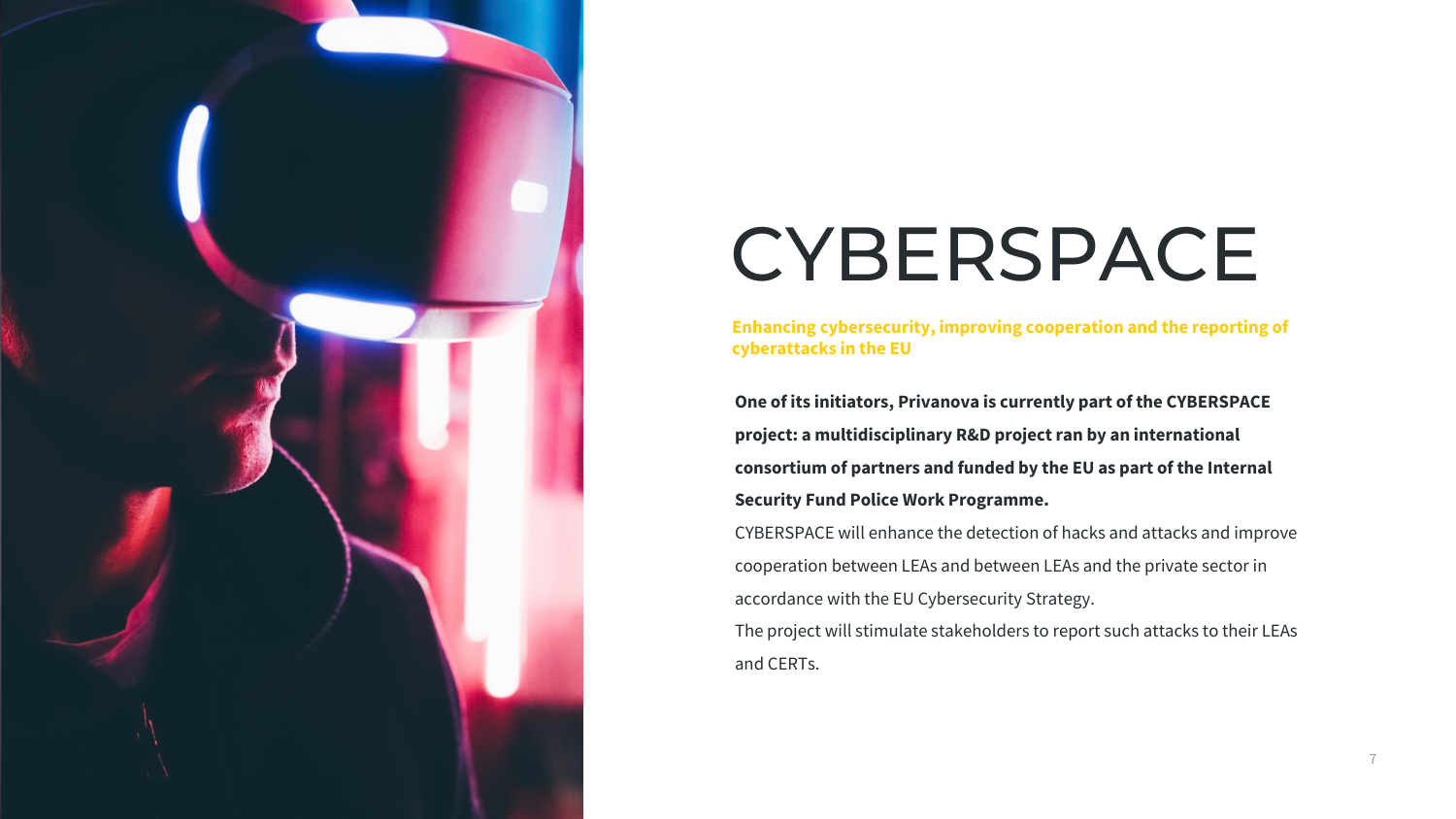# CYBERSPACE

**Enhancing cybersecurity, improving cooperation and the reporting of cyberattacks in the EU**

**One of its initiators, Privanova is currently part of the CYBERSPACE project: a multidisciplinary R&D project ran by an international consortium of partners and funded by the EU as part of the Internal Security Fund Police Work Programme.**

CYBERSPACE will enhance the detection of hacks and attacks and improve cooperation between LEAs and between LEAs and the private sector in accordance with the EU Cybersecurity Strategy.

The project will stimulate stakeholders to report such attacks to their LEAs and CERTs.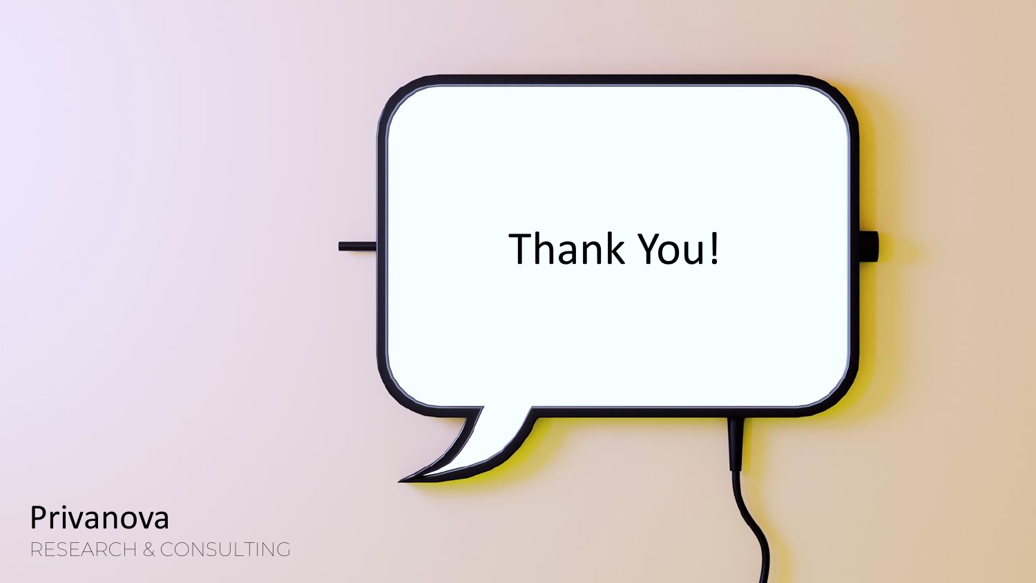Thank You!

Privanova

RESEARCH & CONSULTING